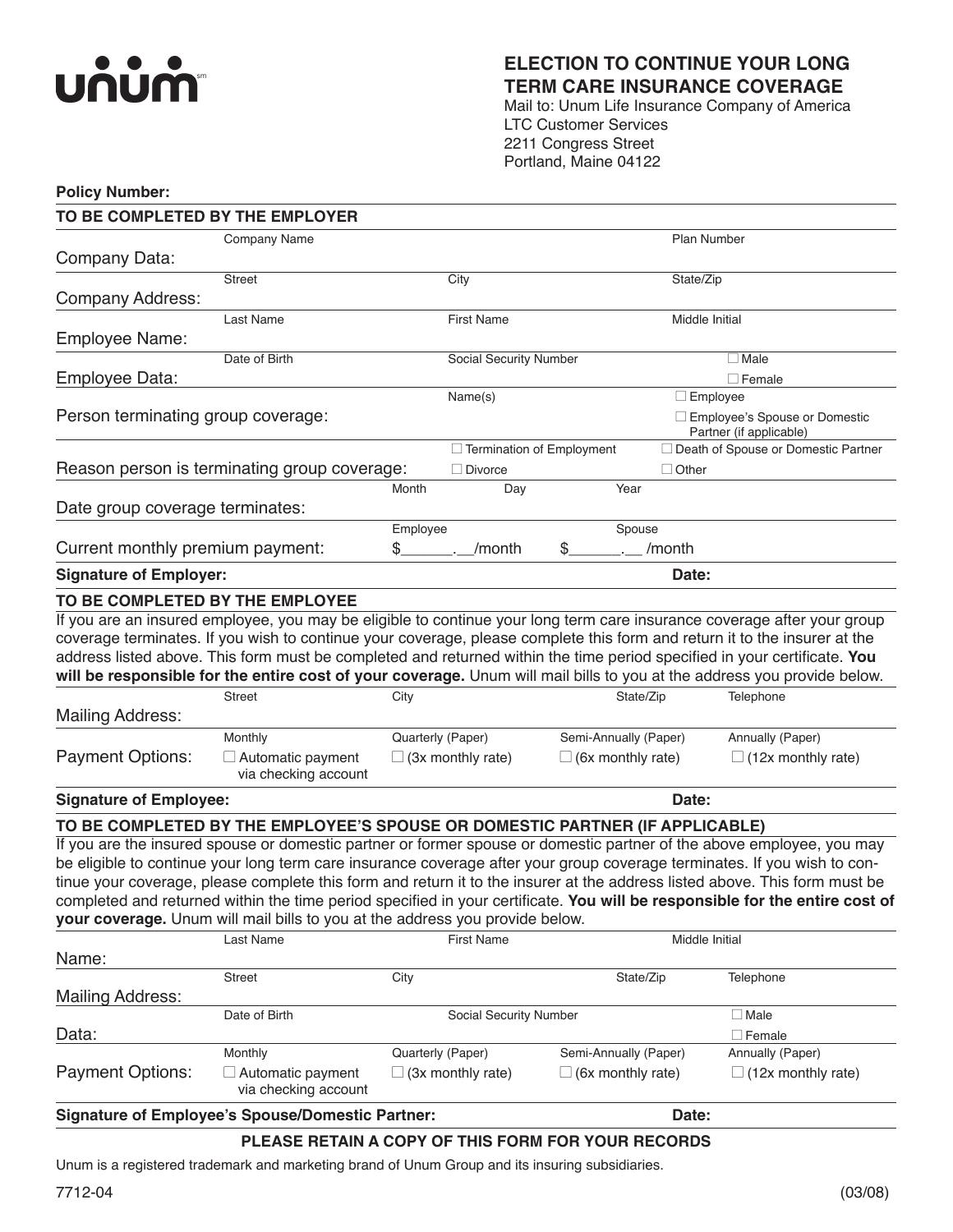unum

# ELECTION TO CONTINUE YOUR LONG TERM CARE INSURANCE COVERAGE

Mail to: Unum Life Insurance Company of America
LTC Customer Services
2211 Congress Street
Portland, Maine 04122

**Policy Number:**

**TO BE COMPLETED BY THE EMPLOYER**

| | | | |
|---|---|---|---|
| Company Data: | Company Name | | Plan Number |
| Company Address: | Street | City | State/Zip |
| Employee Name: | Last Name | First Name | Middle Initial |
| Employee Data: | Date of Birth | Social Security Number | ☐ Male ☐ Female |
| Person terminating group coverage: | | Name(s) | ☐ Employee ☐ Employee's Spouse or Domestic Partner (if applicable) |
| Reason person is terminating group coverage: | | ☐ Termination of Employment ☐ Divorce | ☐ Death of Spouse or Domestic Partner ☐ Other |
| Date group coverage terminates: | Month | Day | Year |
| Current monthly premium payment: | Employee $______.__/month | | Spouse $______.__ /month |

**Signature of Employer:** **Date:**

**TO BE COMPLETED BY THE EMPLOYEE**

If you are an insured employee, you may be eligible to continue your long term care insurance coverage after your group coverage terminates. If you wish to continue your coverage, please complete this form and return it to the insurer at the address listed above. This form must be completed and returned within the time period specified in your certificate. **You will be responsible for the entire cost of your coverage.** Unum will mail bills to you at the address you provide below.

| | | | | |
|---|---|---|---|---|
| Mailing Address: | Street | City | State/Zip | Telephone |
| Payment Options: | Monthly ☐ Automatic payment via checking account | Quarterly (Paper) ☐ (3x monthly rate) | Semi-Annually (Paper) ☐ (6x monthly rate) | Annually (Paper) ☐ (12x monthly rate) |

**Signature of Employee:** **Date:**

**TO BE COMPLETED BY THE EMPLOYEE'S SPOUSE OR DOMESTIC PARTNER (IF APPLICABLE)**

If you are the insured spouse or domestic partner or former spouse or domestic partner of the above employee, you may be eligible to continue your long term care insurance coverage after your group coverage terminates. If you wish to continue your coverage, please complete this form and return it to the insurer at the address listed above. This form must be completed and returned within the time period specified in your certificate. **You will be responsible for the entire cost of your coverage.** Unum will mail bills to you at the address you provide below.

| | | | | |
|---|---|---|---|---|
| Name: | Last Name | First Name | Middle Initial | |
| Mailing Address: | Street | City | State/Zip | Telephone |
| Data: | Date of Birth | Social Security Number | | ☐ Male ☐ Female |
| Payment Options: | Monthly ☐ Automatic payment via checking account | Quarterly (Paper) ☐ (3x monthly rate) | Semi-Annually (Paper) ☐ (6x monthly rate) | Annually (Paper) ☐ (12x monthly rate) |

**Signature of Employee's Spouse/Domestic Partner:** **Date:**

**PLEASE RETAIN A COPY OF THIS FORM FOR YOUR RECORDS**

Unum is a registered trademark and marketing brand of Unum Group and its insuring subsidiaries.

7712-04 (03/08)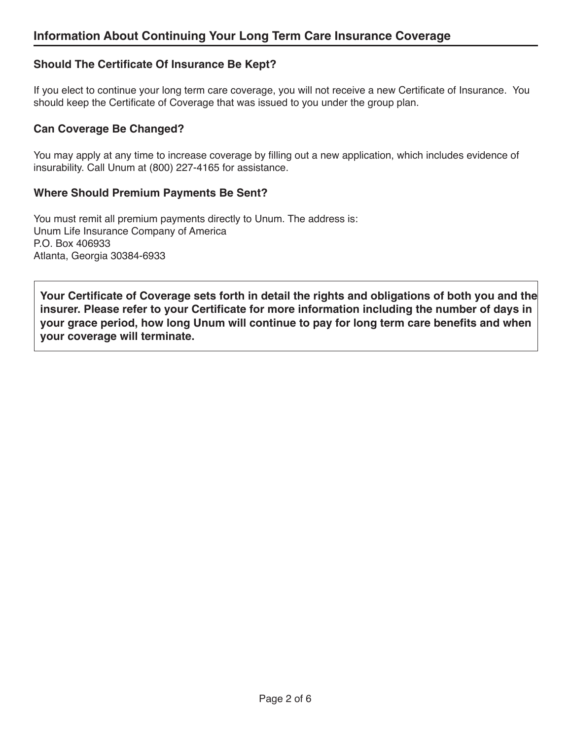## Information About Continuing Your Long Term Care Insurance Coverage

### Should The Certificate Of Insurance Be Kept?

If you elect to continue your long term care coverage, you will not receive a new Certificate of Insurance. You should keep the Certificate of Coverage that was issued to you under the group plan.

### Can Coverage Be Changed?

You may apply at any time to increase coverage by filling out a new application, which includes evidence of insurability. Call Unum at (800) 227-4165 for assistance.

### Where Should Premium Payments Be Sent?

You must remit all premium payments directly to Unum. The address is:
Unum Life Insurance Company of America
P.O. Box 406933
Atlanta, Georgia 30384-6933

**Your Certificate of Coverage sets forth in detail the rights and obligations of both you and the insurer. Please refer to your Certificate for more information including the number of days in your grace period, how long Unum will continue to pay for long term care benefits and when your coverage will terminate.**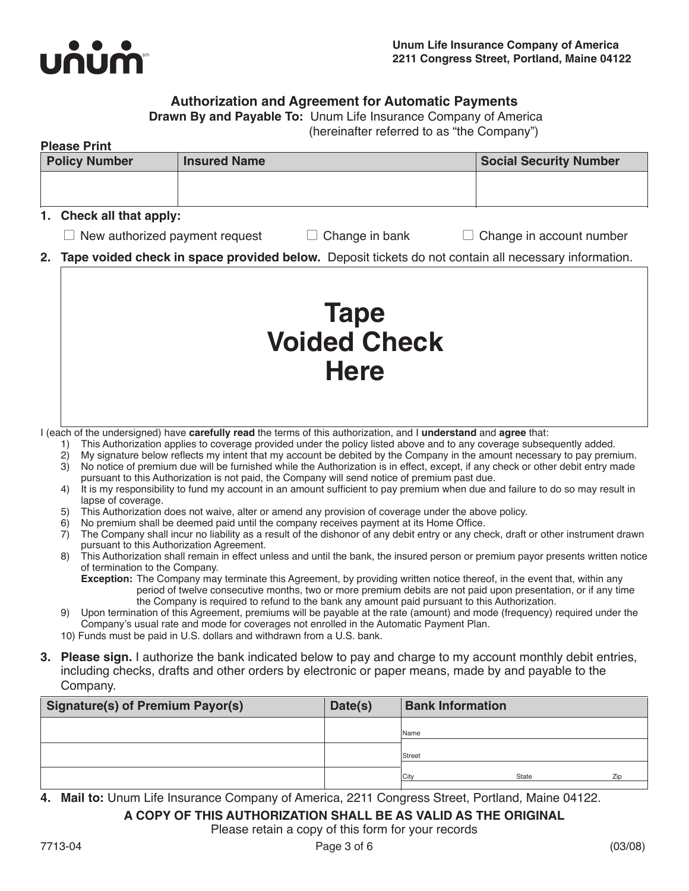unum

**Unum Life Insurance Company of America**
**2211 Congress Street, Portland, Maine 04122**

## Authorization and Agreement for Automatic Payments

**Drawn By and Payable To:** Unum Life Insurance Company of America (hereinafter referred to as "the Company")

**Please Print**

| Policy Number | Insured Name | Social Security Number |
|---|---|---|
| | | |

**1. Check all that apply:**

☐ New authorized payment request ☐ Change in bank ☐ Change in account number

**2. Tape voided check in space provided below.** Deposit tickets do not contain all necessary information.

**Tape Voided Check Here**

I (each of the undersigned) have **carefully read** the terms of this authorization, and I **understand** and **agree** that:

1) This Authorization applies to coverage provided under the policy listed above and to any coverage subsequently added.
2) My signature below reflects my intent that my account be debited by the Company in the amount necessary to pay premium.
3) No notice of premium due will be furnished while the Authorization is in effect, except, if any check or other debit entry made pursuant to this Authorization is not paid, the Company will send notice of premium past due.
4) It is my responsibility to fund my account in an amount sufficient to pay premium when due and failure to do so may result in lapse of coverage.
5) This Authorization does not waive, alter or amend any provision of coverage under the above policy.
6) No premium shall be deemed paid until the company receives payment at its Home Office.
7) The Company shall incur no liability as a result of the dishonor of any debit entry or any check, draft or other instrument drawn pursuant to this Authorization Agreement.
8) This Authorization shall remain in effect unless and until the bank, the insured person or premium payor presents written notice of termination to the Company.
   **Exception:** The Company may terminate this Agreement, by providing written notice thereof, in the event that, within any period of twelve consecutive months, two or more premium debits are not paid upon presentation, or if any time the Company is required to refund to the bank any amount paid pursuant to this Authorization.
9) Upon termination of this Agreement, premiums will be payable at the rate (amount) and mode (frequency) required under the Company's usual rate and mode for coverages not enrolled in the Automatic Payment Plan.
10) Funds must be paid in U.S. dollars and withdrawn from a U.S. bank.

**3. Please sign.** I authorize the bank indicated below to pay and charge to my account monthly debit entries, including checks, drafts and other orders by electronic or paper means, made by and payable to the Company.

| Signature(s) of Premium Payor(s) | Date(s) | Bank Information |
|---|---|---|
| | | Name |
| | | Street |
| | | City State Zip |

**4. Mail to:** Unum Life Insurance Company of America, 2211 Congress Street, Portland, Maine 04122.

**A COPY OF THIS AUTHORIZATION SHALL BE AS VALID AS THE ORIGINAL**

Please retain a copy of this form for your records

7713-04 (03/08)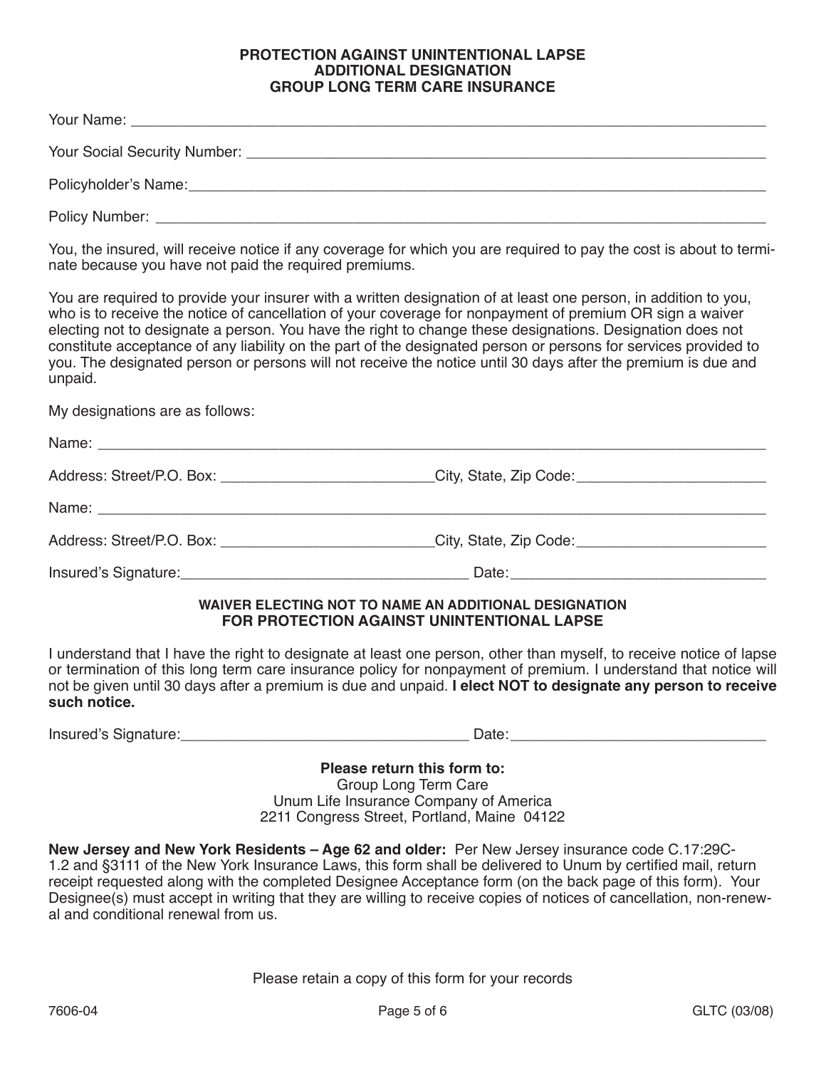# PROTECTION AGAINST UNINTENTIONAL LAPSE
# ADDITIONAL DESIGNATION
# GROUP LONG TERM CARE INSURANCE

Your Name: ______________________________________________________________________________

Your Social Security Number: _____________________________________________________________

Policyholder's Name: _____________________________________________________________________

Policy Number: __________________________________________________________________________

You, the insured, will receive notice if any coverage for which you are required to pay the cost is about to terminate because you have not paid the required premiums.

You are required to provide your insurer with a written designation of at least one person, in addition to you, who is to receive the notice of cancellation of your coverage for nonpayment of premium OR sign a waiver electing not to designate a person. You have the right to change these designations. Designation does not constitute acceptance of any liability on the part of the designated person or persons for services provided to you. The designated person or persons will not receive the notice until 30 days after the premium is due and unpaid.

My designations are as follows:

Name: ___________________________________________________________________________________

Address: Street/P.O. Box: ___________________________ City, State, Zip Code: _________________________

Name: ___________________________________________________________________________________

Address: Street/P.O. Box: ___________________________ City, State, Zip Code: _________________________

Insured's Signature: ___________________________________ Date: ________________________________

## WAIVER ELECTING NOT TO NAME AN ADDITIONAL DESIGNATION FOR PROTECTION AGAINST UNINTENTIONAL LAPSE

I understand that I have the right to designate at least one person, other than myself, to receive notice of lapse or termination of this long term care insurance policy for nonpayment of premium. I understand that notice will not be given until 30 days after a premium is due and unpaid. **I elect NOT to designate any person to receive such notice.**

Insured's Signature: ___________________________________ Date: ________________________________

**Please return this form to:**
Group Long Term Care
Unum Life Insurance Company of America
2211 Congress Street, Portland, Maine 04122

**New Jersey and New York Residents – Age 62 and older:** Per New Jersey insurance code C.17:29C-1.2 and §3111 of the New York Insurance Laws, this form shall be delivered to Unum by certified mail, return receipt requested along with the completed Designee Acceptance form (on the back page of this form). Your Designee(s) must accept in writing that they are willing to receive copies of notices of cancellation, non-renewal and conditional renewal from us.

Please retain a copy of this form for your records

7606-04 GLTC (03/08)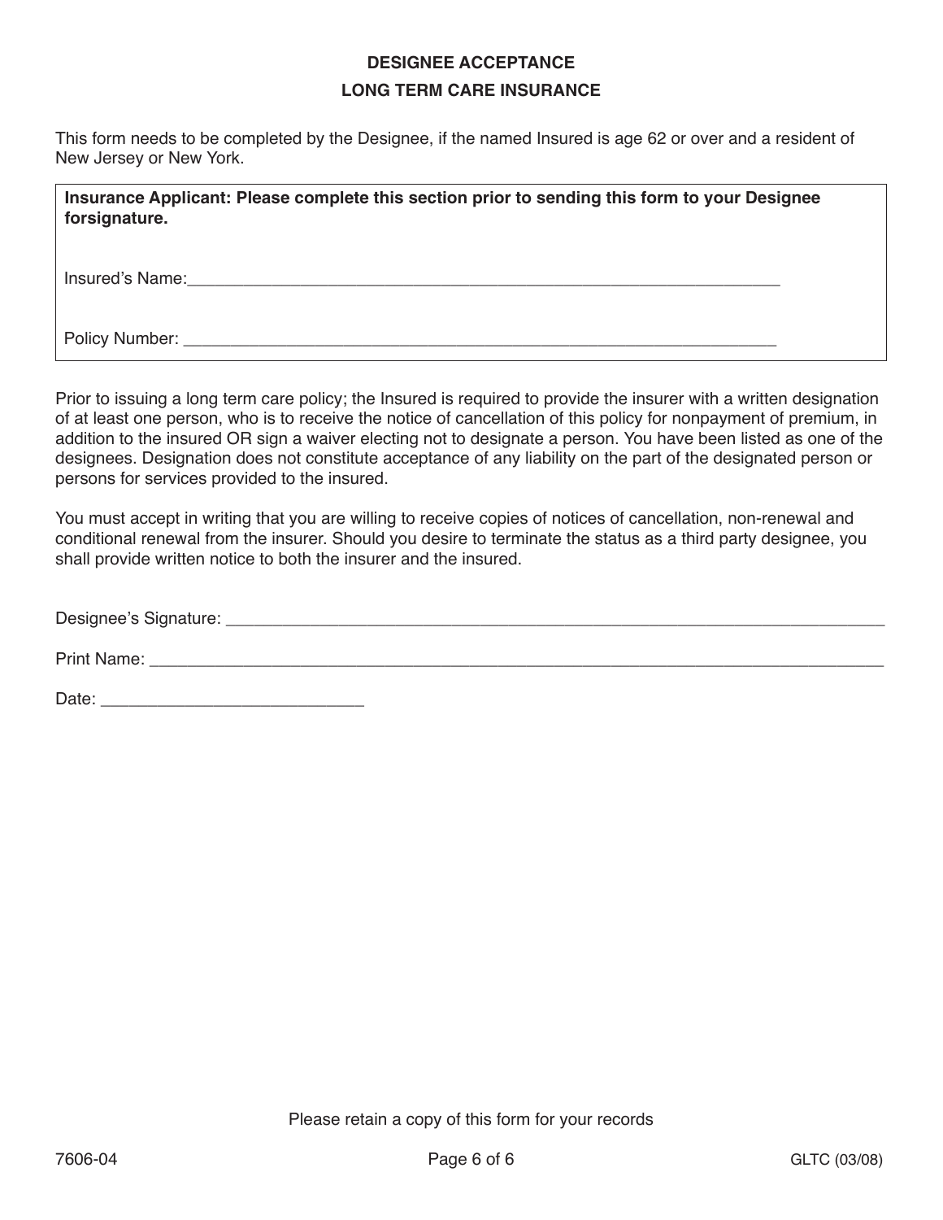## DESIGNEE ACCEPTANCE

## LONG TERM CARE INSURANCE

This form needs to be completed by the Designee, if the named Insured is age 62 or over and a resident of New Jersey or New York.

**Insurance Applicant: Please complete this section prior to sending this form to your Designee forsignature.**

Insured's Name:_______________________________________________________________

Policy Number: _______________________________________________________________

Prior to issuing a long term care policy; the Insured is required to provide the insurer with a written designation of at least one person, who is to receive the notice of cancellation of this policy for nonpayment of premium, in addition to the insured OR sign a waiver electing not to designate a person. You have been listed as one of the designees. Designation does not constitute acceptance of any liability on the part of the designated person or persons for services provided to the insured.

You must accept in writing that you are willing to receive copies of notices of cancellation, non-renewal and conditional renewal from the insurer. Should you desire to terminate the status as a third party designee, you shall provide written notice to both the insurer and the insured.

Designee's Signature: _______________________________________________________________

Print Name: _______________________________________________________________________

Date: ____________________________

Please retain a copy of this form for your records

7606-04 GLTC (03/08)